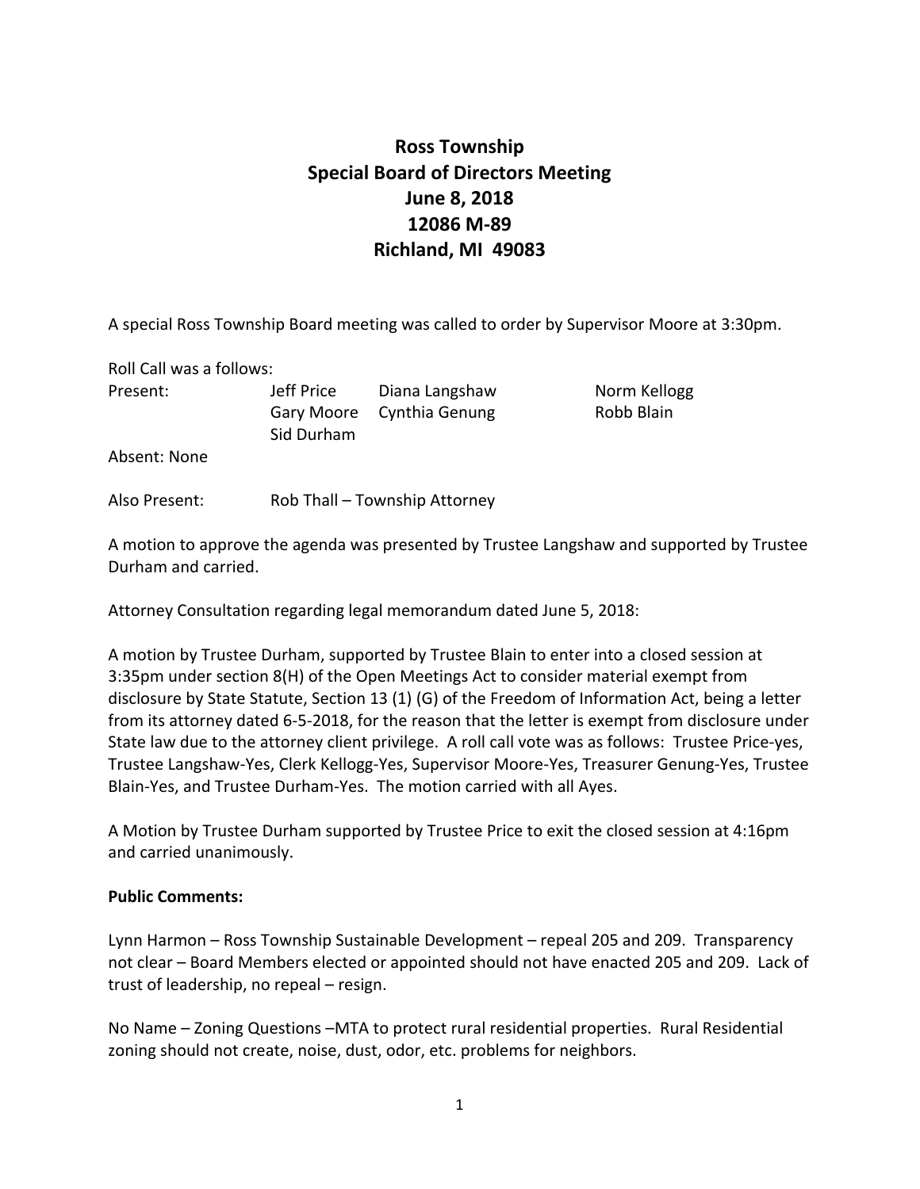# Ross Township
# Special Board of Directors Meeting
# June 8, 2018
# 12086 M-89
# Richland, MI 49083

A special Ross Township Board meeting was called to order by Supervisor Moore at 3:30pm.

Roll Call was a follows:

| Present: | Jeff Price | Diana Langshaw | Norm Kellogg |
|---|---|---|---|
| | Gary Moore | Cynthia Genung | Robb Blain |
| | Sid Durham | | |

Absent: None

Also Present: Rob Thall – Township Attorney

A motion to approve the agenda was presented by Trustee Langshaw and supported by Trustee Durham and carried.

Attorney Consultation regarding legal memorandum dated June 5, 2018:

A motion by Trustee Durham, supported by Trustee Blain to enter into a closed session at 3:35pm under section 8(H) of the Open Meetings Act to consider material exempt from disclosure by State Statute, Section 13 (1) (G) of the Freedom of Information Act, being a letter from its attorney dated 6-5-2018, for the reason that the letter is exempt from disclosure under State law due to the attorney client privilege. A roll call vote was as follows: Trustee Price-yes, Trustee Langshaw-Yes, Clerk Kellogg-Yes, Supervisor Moore-Yes, Treasurer Genung-Yes, Trustee Blain-Yes, and Trustee Durham-Yes. The motion carried with all Ayes.

A Motion by Trustee Durham supported by Trustee Price to exit the closed session at 4:16pm and carried unanimously.

**Public Comments:**

Lynn Harmon – Ross Township Sustainable Development – repeal 205 and 209. Transparency not clear – Board Members elected or appointed should not have enacted 205 and 209. Lack of trust of leadership, no repeal – resign.

No Name – Zoning Questions –MTA to protect rural residential properties. Rural Residential zoning should not create, noise, dust, odor, etc. problems for neighbors.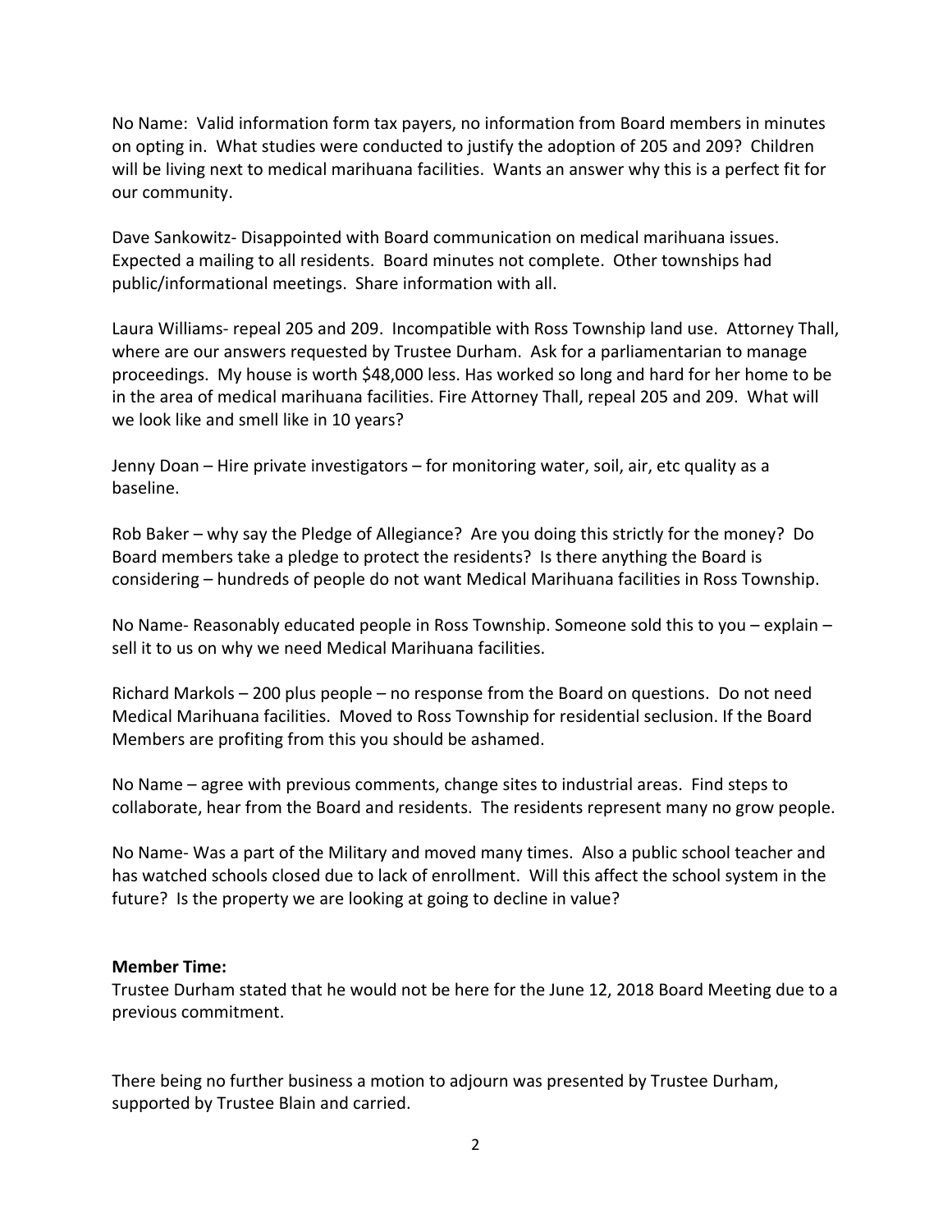No Name: Valid information form tax payers, no information from Board members in minutes on opting in. What studies were conducted to justify the adoption of 205 and 209? Children will be living next to medical marihuana facilities. Wants an answer why this is a perfect fit for our community.

Dave Sankowitz- Disappointed with Board communication on medical marihuana issues. Expected a mailing to all residents. Board minutes not complete. Other townships had public/informational meetings. Share information with all.

Laura Williams- repeal 205 and 209. Incompatible with Ross Township land use. Attorney Thall, where are our answers requested by Trustee Durham. Ask for a parliamentarian to manage proceedings. My house is worth $48,000 less. Has worked so long and hard for her home to be in the area of medical marihuana facilities. Fire Attorney Thall, repeal 205 and 209. What will we look like and smell like in 10 years?

Jenny Doan – Hire private investigators – for monitoring water, soil, air, etc quality as a baseline.

Rob Baker – why say the Pledge of Allegiance? Are you doing this strictly for the money? Do Board members take a pledge to protect the residents? Is there anything the Board is considering – hundreds of people do not want Medical Marihuana facilities in Ross Township.

No Name- Reasonably educated people in Ross Township. Someone sold this to you – explain – sell it to us on why we need Medical Marihuana facilities.

Richard Markols – 200 plus people – no response from the Board on questions. Do not need Medical Marihuana facilities. Moved to Ross Township for residential seclusion. If the Board Members are profiting from this you should be ashamed.

No Name – agree with previous comments, change sites to industrial areas. Find steps to collaborate, hear from the Board and residents. The residents represent many no grow people.

No Name- Was a part of the Military and moved many times. Also a public school teacher and has watched schools closed due to lack of enrollment. Will this affect the school system in the future? Is the property we are looking at going to decline in value?

**Member Time:**
Trustee Durham stated that he would not be here for the June 12, 2018 Board Meeting due to a previous commitment.

There being no further business a motion to adjourn was presented by Trustee Durham, supported by Trustee Blain and carried.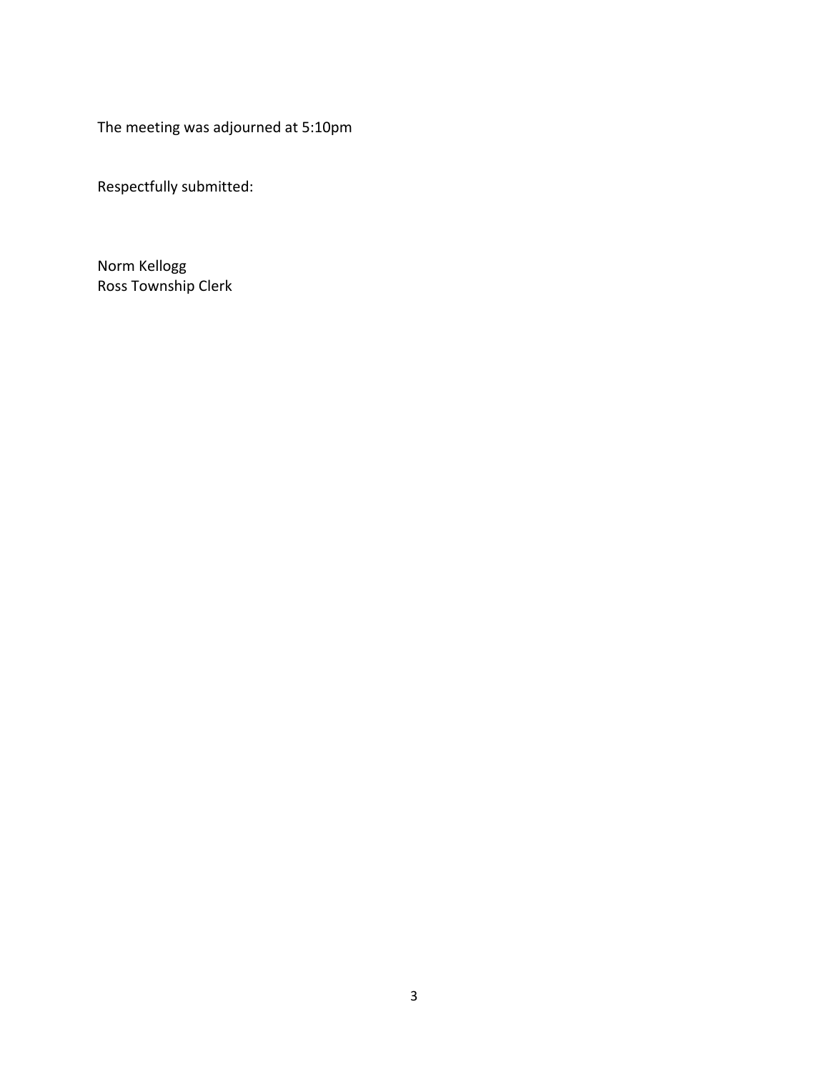The meeting was adjourned at 5:10pm

Respectfully submitted:

Norm Kellogg
Ross Township Clerk